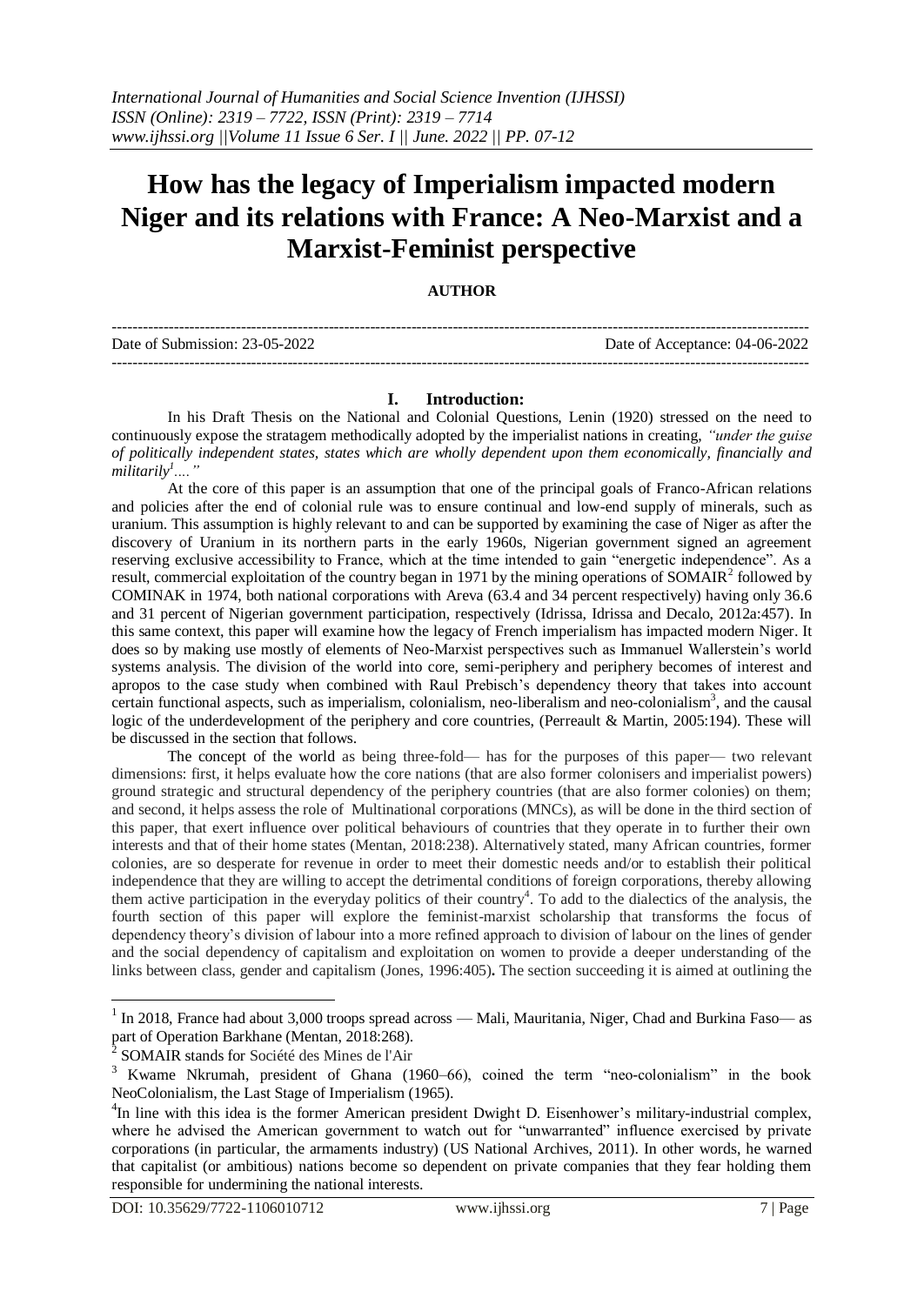# How has the legacy of Imperialism impacted modern Niger and its relations with France: A Neo-Marxist and a Marxist-Feminist perspective

**AUTHOR**

Date of Submission: 23-05-2022 Date of Acceptance: 04-06-2022

## I. Introduction:

In his Draft Thesis on the National and Colonial Questions, Lenin (1920) stressed on the need to continuously expose the stratagem methodically adopted by the imperialist nations in creating, *"under the guise of politically independent states, states which are wholly dependent upon them economically, financially and militarily[1]...."*

At the core of this paper is an assumption that one of the principal goals of Franco-African relations and policies after the end of colonial rule was to ensure continual and low-end supply of minerals, such as uranium. This assumption is highly relevant to and can be supported by examining the case of Niger as after the discovery of Uranium in its northern parts in the early 1960s, Nigerian government signed an agreement reserving exclusive accessibility to France, which at the time intended to gain "energetic independence". As a result, commercial exploitation of the country began in 1971 by the mining operations of SOMAIR[2] followed by COMINAK in 1974, both national corporations with Areva (63.4 and 34 percent respectively) having only 36.6 and 31 percent of Nigerian government participation, respectively (Idrissa, Idrissa and Decalo, 2012a:457). In this same context, this paper will examine how the legacy of French imperialism has impacted modern Niger. It does so by making use mostly of elements of Neo-Marxist perspectives such as Immanuel Wallerstein's world systems analysis. The division of the world into core, semi-periphery and periphery becomes of interest and apropos to the case study when combined with Raul Prebisch's dependency theory that takes into account certain functional aspects, such as imperialism, colonialism, neo-liberalism and neo-colonialism[3], and the causal logic of the underdevelopment of the periphery and core countries, (Perreault & Martin, 2005:194). These will be discussed in the section that follows.

The concept of the world as being three-fold— has for the purposes of this paper— two relevant dimensions: first, it helps evaluate how the core nations (that are also former colonisers and imperialist powers) ground strategic and structural dependency of the periphery countries (that are also former colonies) on them; and second, it helps assess the role of Multinational corporations (MNCs), as will be done in the third section of this paper, that exert influence over political behaviours of countries that they operate in to further their own interests and that of their home states (Mentan, 2018:238). Alternatively stated, many African countries, former colonies, are so desperate for revenue in order to meet their domestic needs and/or to establish their political independence that they are willing to accept the detrimental conditions of foreign corporations, thereby allowing them active participation in the everyday politics of their country[4]. To add to the dialectics of the analysis, the fourth section of this paper will explore the feminist-marxist scholarship that transforms the focus of dependency theory's division of labour into a more refined approach to division of labour on the lines of gender and the social dependency of capitalism and exploitation on women to provide a deeper understanding of the links between class, gender and capitalism (Jones, 1996:405). The section succeeding it is aimed at outlining the

---

[1] In 2018, France had about 3,000 troops spread across — Mali, Mauritania, Niger, Chad and Burkina Faso— as part of Operation Barkhane (Mentan, 2018:268).

[2] SOMAIR stands for Société des Mines de l'Air

[3] Kwame Nkrumah, president of Ghana (1960–66), coined the term "neo-colonialism" in the book NeoColonialism, the Last Stage of Imperialism (1965).

[4] In line with this idea is the former American president Dwight D. Eisenhower's military-industrial complex, where he advised the American government to watch out for "unwarranted" influence exercised by private corporations (in particular, the armaments industry) (US National Archives, 2011). In other words, he warned that capitalist (or ambitious) nations become so dependent on private companies that they fear holding them responsible for undermining the national interests.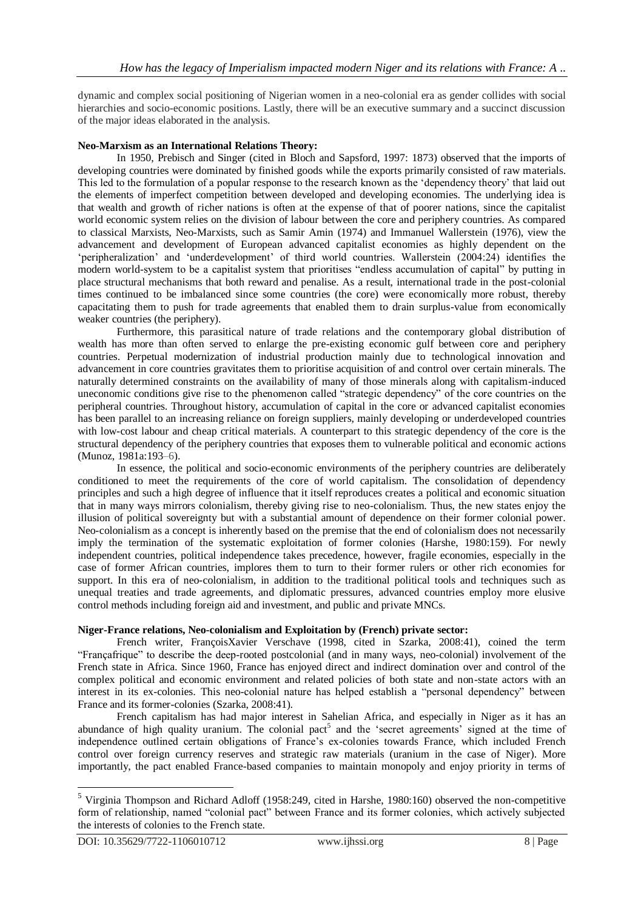dynamic and complex social positioning of Nigerian women in a neo-colonial era as gender collides with social hierarchies and socio-economic positions. Lastly, there will be an executive summary and a succinct discussion of the major ideas elaborated in the analysis.

**Neo-Marxism as an International Relations Theory:**

In 1950, Prebisch and Singer (cited in Bloch and Sapsford, 1997: 1873) observed that the imports of developing countries were dominated by finished goods while the exports primarily consisted of raw materials. This led to the formulation of a popular response to the research known as the 'dependency theory' that laid out the elements of imperfect competition between developed and developing economies. The underlying idea is that wealth and growth of richer nations is often at the expense of that of poorer nations, since the capitalist world economic system relies on the division of labour between the core and periphery countries. As compared to classical Marxists, Neo-Marxists, such as Samir Amin (1974) and Immanuel Wallerstein (1976), view the advancement and development of European advanced capitalist economies as highly dependent on the 'peripheralization' and 'underdevelopment' of third world countries. Wallerstein (2004:24) identifies the modern world-system to be a capitalist system that prioritises "endless accumulation of capital" by putting in place structural mechanisms that both reward and penalise. As a result, international trade in the post-colonial times continued to be imbalanced since some countries (the core) were economically more robust, thereby capacitating them to push for trade agreements that enabled them to drain surplus-value from economically weaker countries (the periphery).

Furthermore, this parasitical nature of trade relations and the contemporary global distribution of wealth has more than often served to enlarge the pre-existing economic gulf between core and periphery countries. Perpetual modernization of industrial production mainly due to technological innovation and advancement in core countries gravitates them to prioritise acquisition of and control over certain minerals. The naturally determined constraints on the availability of many of those minerals along with capitalism-induced uneconomic conditions give rise to the phenomenon called "strategic dependency" of the core countries on the peripheral countries. Throughout history, accumulation of capital in the core or advanced capitalist economies has been parallel to an increasing reliance on foreign suppliers, mainly developing or underdeveloped countries with low-cost labour and cheap critical materials. A counterpart to this strategic dependency of the core is the structural dependency of the periphery countries that exposes them to vulnerable political and economic actions (Munoz, 1981a:193–6).

In essence, the political and socio-economic environments of the periphery countries are deliberately conditioned to meet the requirements of the core of world capitalism. The consolidation of dependency principles and such a high degree of influence that it itself reproduces creates a political and economic situation that in many ways mirrors colonialism, thereby giving rise to neo-colonialism. Thus, the new states enjoy the illusion of political sovereignty but with a substantial amount of dependence on their former colonial power. Neo-colonialism as a concept is inherently based on the premise that the end of colonialism does not necessarily imply the termination of the systematic exploitation of former colonies (Harshe, 1980:159). For newly independent countries, political independence takes precedence, however, fragile economies, especially in the case of former African countries, implores them to turn to their former rulers or other rich economies for support. In this era of neo-colonialism, in addition to the traditional political tools and techniques such as unequal treaties and trade agreements, and diplomatic pressures, advanced countries employ more elusive control methods including foreign aid and investment, and public and private MNCs.

**Niger-France relations, Neo-colonialism and Exploitation by (French) private sector:**

French writer, FrançoisXavier Verschave (1998, cited in Szarka, 2008:41), coined the term "Françafrique" to describe the deep-rooted postcolonial (and in many ways, neo-colonial) involvement of the French state in Africa. Since 1960, France has enjoyed direct and indirect domination over and control of the complex political and economic environment and related policies of both state and non-state actors with an interest in its ex-colonies. This neo-colonial nature has helped establish a "personal dependency" between France and its former-colonies (Szarka, 2008:41).

French capitalism has had major interest in Sahelian Africa, and especially in Niger as it has an abundance of high quality uranium. The colonial pact[5] and the 'secret agreements' signed at the time of independence outlined certain obligations of France's ex-colonies towards France, which included French control over foreign currency reserves and strategic raw materials (uranium in the case of Niger). More importantly, the pact enabled France-based companies to maintain monopoly and enjoy priority in terms of

[5] Virginia Thompson and Richard Adloff (1958:249, cited in Harshe, 1980:160) observed the non-competitive form of relationship, named "colonial pact" between France and its former colonies, which actively subjected the interests of colonies to the French state.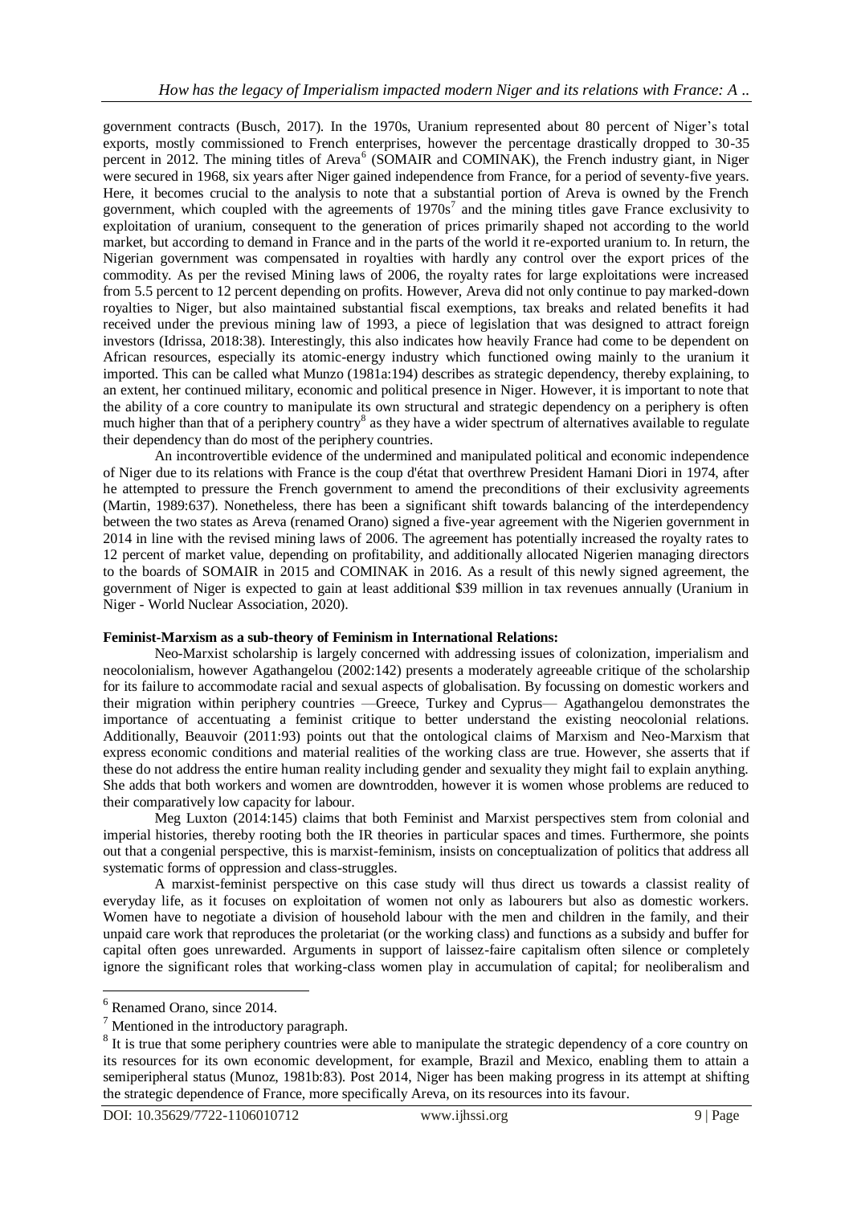government contracts (Busch, 2017). In the 1970s, Uranium represented about 80 percent of Niger's total exports, mostly commissioned to French enterprises, however the percentage drastically dropped to 30-35 percent in 2012. The mining titles of Areva[6] (SOMAIR and COMINAK), the French industry giant, in Niger were secured in 1968, six years after Niger gained independence from France, for a period of seventy-five years. Here, it becomes crucial to the analysis to note that a substantial portion of Areva is owned by the French government, which coupled with the agreements of 1970s[7] and the mining titles gave France exclusivity to exploitation of uranium, consequent to the generation of prices primarily shaped not according to the world market, but according to demand in France and in the parts of the world it re-exported uranium to. In return, the Nigerian government was compensated in royalties with hardly any control over the export prices of the commodity. As per the revised Mining laws of 2006, the royalty rates for large exploitations were increased from 5.5 percent to 12 percent depending on profits. However, Areva did not only continue to pay marked-down royalties to Niger, but also maintained substantial fiscal exemptions, tax breaks and related benefits it had received under the previous mining law of 1993, a piece of legislation that was designed to attract foreign investors (Idrissa, 2018:38). Interestingly, this also indicates how heavily France had come to be dependent on African resources, especially its atomic-energy industry which functioned owing mainly to the uranium it imported. This can be called what Munzo (1981a:194) describes as strategic dependency, thereby explaining, to an extent, her continued military, economic and political presence in Niger. However, it is important to note that the ability of a core country to manipulate its own structural and strategic dependency on a periphery is often much higher than that of a periphery country[8] as they have a wider spectrum of alternatives available to regulate their dependency than do most of the periphery countries.

An incontrovertible evidence of the undermined and manipulated political and economic independence of Niger due to its relations with France is the coup d'état that overthrew President Hamani Diori in 1974, after he attempted to pressure the French government to amend the preconditions of their exclusivity agreements (Martin, 1989:637). Nonetheless, there has been a significant shift towards balancing of the interdependency between the two states as Areva (renamed Orano) signed a five-year agreement with the Nigerien government in 2014 in line with the revised mining laws of 2006. The agreement has potentially increased the royalty rates to 12 percent of market value, depending on profitability, and additionally allocated Nigerien managing directors to the boards of SOMAIR in 2015 and COMINAK in 2016. As a result of this newly signed agreement, the government of Niger is expected to gain at least additional $39 million in tax revenues annually (Uranium in Niger - World Nuclear Association, 2020).

**Feminist-Marxism as a sub-theory of Feminism in International Relations:**

Neo-Marxist scholarship is largely concerned with addressing issues of colonization, imperialism and neocolonialism, however Agathangelou (2002:142) presents a moderately agreeable critique of the scholarship for its failure to accommodate racial and sexual aspects of globalisation. By focussing on domestic workers and their migration within periphery countries —Greece, Turkey and Cyprus— Agathangelou demonstrates the importance of accentuating a feminist critique to better understand the existing neocolonial relations. Additionally, Beauvoir (2011:93) points out that the ontological claims of Marxism and Neo-Marxism that express economic conditions and material realities of the working class are true. However, she asserts that if these do not address the entire human reality including gender and sexuality they might fail to explain anything. She adds that both workers and women are downtrodden, however it is women whose problems are reduced to their comparatively low capacity for labour.

Meg Luxton (2014:145) claims that both Feminist and Marxist perspectives stem from colonial and imperial histories, thereby rooting both the IR theories in particular spaces and times. Furthermore, she points out that a congenial perspective, this is marxist-feminism, insists on conceptualization of politics that address all systematic forms of oppression and class-struggles.

A marxist-feminist perspective on this case study will thus direct us towards a classist reality of everyday life, as it focuses on exploitation of women not only as labourers but also as domestic workers. Women have to negotiate a division of household labour with the men and children in the family, and their unpaid care work that reproduces the proletariat (or the working class) and functions as a subsidy and buffer for capital often goes unrewarded. Arguments in support of laissez-faire capitalism often silence or completely ignore the significant roles that working-class women play in accumulation of capital; for neoliberalism and

---

[6] Renamed Orano, since 2014.

[7] Mentioned in the introductory paragraph.

[8] It is true that some periphery countries were able to manipulate the strategic dependency of a core country on its resources for its own economic development, for example, Brazil and Mexico, enabling them to attain a semiperipheral status (Munoz, 1981b:83). Post 2014, Niger has been making progress in its attempt at shifting the strategic dependence of France, more specifically Areva, on its resources into its favour.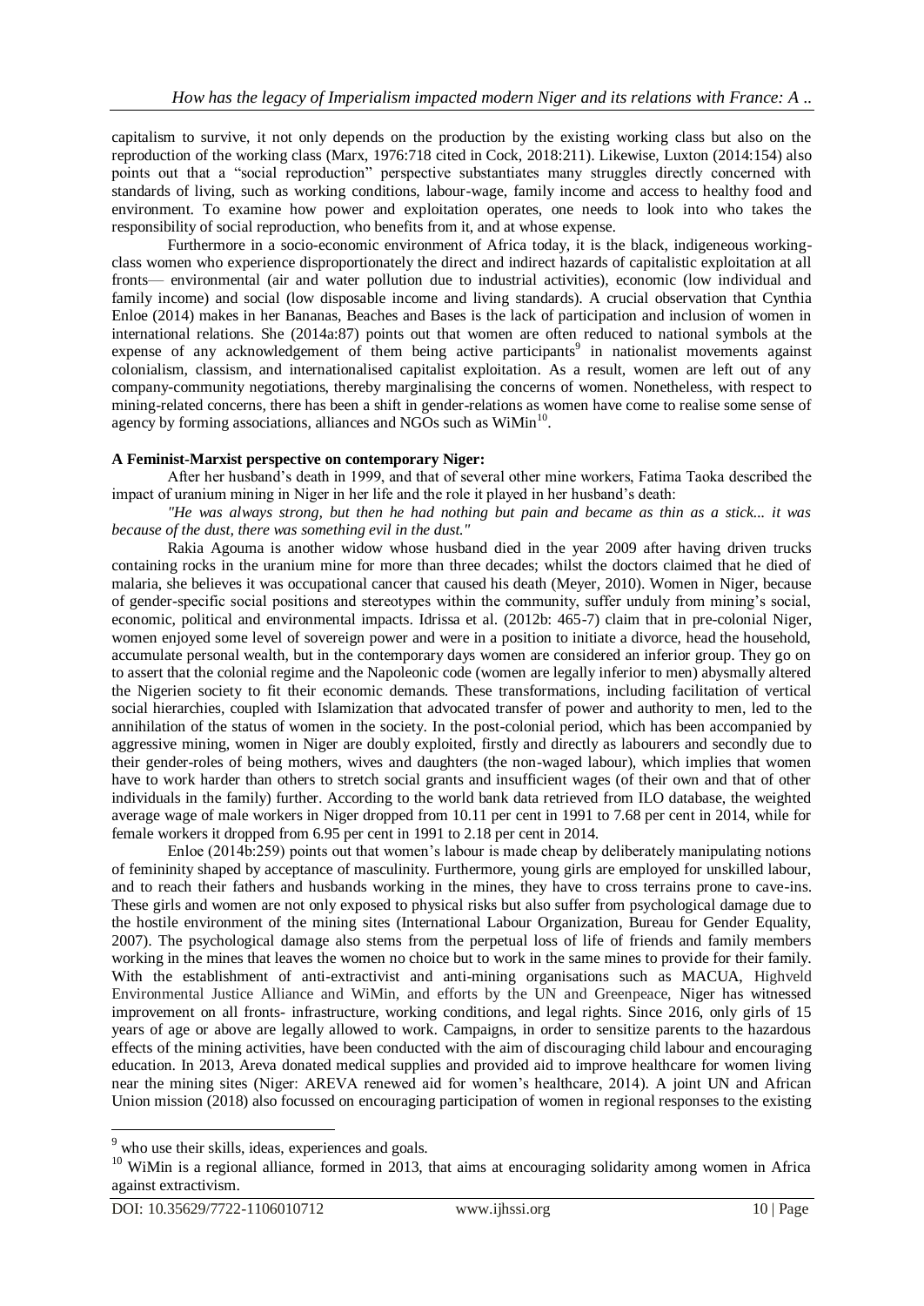capitalism to survive, it not only depends on the production by the existing working class but also on the reproduction of the working class (Marx, 1976:718 cited in Cock, 2018:211). Likewise, Luxton (2014:154) also points out that a "social reproduction" perspective substantiates many struggles directly concerned with standards of living, such as working conditions, labour-wage, family income and access to healthy food and environment. To examine how power and exploitation operates, one needs to look into who takes the responsibility of social reproduction, who benefits from it, and at whose expense.

Furthermore in a socio-economic environment of Africa today, it is the black, indigeneous working-class women who experience disproportionately the direct and indirect hazards of capitalistic exploitation at all fronts— environmental (air and water pollution due to industrial activities), economic (low individual and family income) and social (low disposable income and living standards). A crucial observation that Cynthia Enloe (2014) makes in her Bananas, Beaches and Bases is the lack of participation and inclusion of women in international relations. She (2014a:87) points out that women are often reduced to national symbols at the expense of any acknowledgement of them being active participants[9] in nationalist movements against colonialism, classism, and internationalised capitalist exploitation. As a result, women are left out of any company-community negotiations, thereby marginalising the concerns of women. Nonetheless, with respect to mining-related concerns, there has been a shift in gender-relations as women have come to realise some sense of agency by forming associations, alliances and NGOs such as WiMin[10].

**A Feminist-Marxist perspective on contemporary Niger:**

After her husband's death in 1999, and that of several other mine workers, Fatima Taoka described the impact of uranium mining in Niger in her life and the role it played in her husband's death:

*"He was always strong, but then he had nothing but pain and became as thin as a stick... it was because of the dust, there was something evil in the dust."*

Rakia Agouma is another widow whose husband died in the year 2009 after having driven trucks containing rocks in the uranium mine for more than three decades; whilst the doctors claimed that he died of malaria, she believes it was occupational cancer that caused his death (Meyer, 2010). Women in Niger, because of gender-specific social positions and stereotypes within the community, suffer unduly from mining's social, economic, political and environmental impacts. Idrissa et al. (2012b: 465-7) claim that in pre-colonial Niger, women enjoyed some level of sovereign power and were in a position to initiate a divorce, head the household, accumulate personal wealth, but in the contemporary days women are considered an inferior group. They go on to assert that the colonial regime and the Napoleonic code (women are legally inferior to men) abysmally altered the Nigerien society to fit their economic demands. These transformations, including facilitation of vertical social hierarchies, coupled with Islamization that advocated transfer of power and authority to men, led to the annihilation of the status of women in the society. In the post-colonial period, which has been accompanied by aggressive mining, women in Niger are doubly exploited, firstly and directly as labourers and secondly due to their gender-roles of being mothers, wives and daughters (the non-waged labour), which implies that women have to work harder than others to stretch social grants and insufficient wages (of their own and that of other individuals in the family) further. According to the world bank data retrieved from ILO database, the weighted average wage of male workers in Niger dropped from 10.11 per cent in 1991 to 7.68 per cent in 2014, while for female workers it dropped from 6.95 per cent in 1991 to 2.18 per cent in 2014.

Enloe (2014b:259) points out that women's labour is made cheap by deliberately manipulating notions of femininity shaped by acceptance of masculinity. Furthermore, young girls are employed for unskilled labour, and to reach their fathers and husbands working in the mines, they have to cross terrains prone to cave-ins. These girls and women are not only exposed to physical risks but also suffer from psychological damage due to the hostile environment of the mining sites (International Labour Organization, Bureau for Gender Equality, 2007). The psychological damage also stems from the perpetual loss of life of friends and family members working in the mines that leaves the women no choice but to work in the same mines to provide for their family. With the establishment of anti-extractivist and anti-mining organisations such as MACUA, Highveld Environmental Justice Alliance and WiMin, and efforts by the UN and Greenpeace, Niger has witnessed improvement on all fronts- infrastructure, working conditions, and legal rights. Since 2016, only girls of 15 years of age or above are legally allowed to work. Campaigns, in order to sensitize parents to the hazardous effects of the mining activities, have been conducted with the aim of discouraging child labour and encouraging education. In 2013, Areva donated medical supplies and provided aid to improve healthcare for women living near the mining sites (Niger: AREVA renewed aid for women's healthcare, 2014). A joint UN and African Union mission (2018) also focussed on encouraging participation of women in regional responses to the existing

[9] who use their skills, ideas, experiences and goals.

[10] WiMin is a regional alliance, formed in 2013, that aims at encouraging solidarity among women in Africa against extractivism.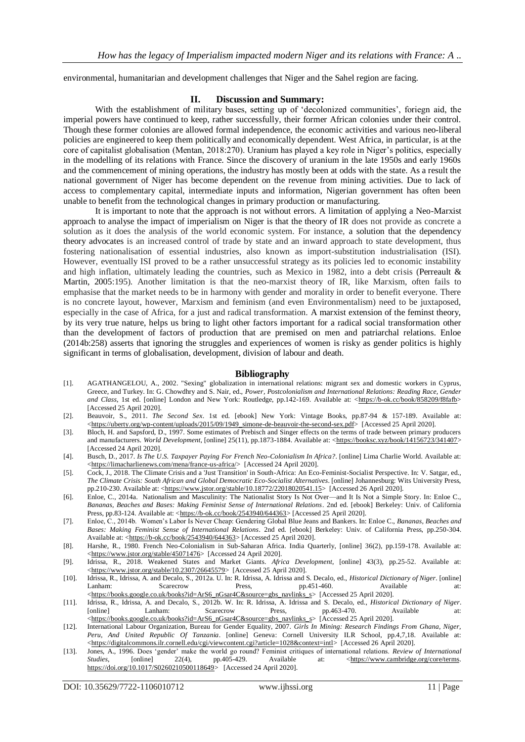environmental, humanitarian and development challenges that Niger and the Sahel region are facing.

## II. Discussion and Summary:

With the establishment of military bases, setting up of 'decolonized communities', foriegn aid, the imperial powers have continued to keep, rather successfully, their former African colonies under their control. Though these former colonies are allowed formal independence, the economic activities and various neo-liberal policies are engineered to keep them politically and economically dependent. West Africa, in particular, is at the core of capitalist globalisation (Mentan, 2018:270). Uranium has played a key role in Niger's politics, especially in the modelling of its relations with France. Since the discovery of uranium in the late 1950s and early 1960s and the commencement of mining operations, the industry has mostly been at odds with the state. As a result the national government of Niger has become dependent on the revenue from mining activities. Due to lack of access to complementary capital, intermediate inputs and information, Nigerian government has often been unable to benefit from the technological changes in primary production or manufacturing.

It is important to note that the approach is not without errors. A limitation of applying a Neo-Marxist approach to analyse the impact of imperialism on Niger is that the theory of IR does not provide as concrete a solution as it does the analysis of the world economic system. For instance, a solution that the dependency theory advocates is an increased control of trade by state and an inward approach to state development, thus fostering nationalisation of essential industries, also known as import-substitution industrialisation (ISI). However, eventually ISI proved to be a rather unsuccessful strategy as its policies led to economic instability and high inflation, ultimately leading the countries, such as Mexico in 1982, into a debt crisis (Perreault & Martin, 2005:195). Another limitation is that the neo-marxist theory of IR, like Marxism, often fails to emphasise that the market needs to be in harmony with gender and morality in order to benefit everyone. There is no concrete layout, however, Marxism and feminism (and even Environmentalism) need to be juxtaposed, especially in the case of Africa, for a just and radical transformation. A marxist extension of the feminst theory, by its very true nature, helps us bring to light other factors important for a radical social transformation other than the development of factors of production that are premised on men and patriarchal relations. Enloe (2014b:258) asserts that ignoring the struggles and experiences of women is risky as gender politics is highly significant in terms of globalisation, development, division of labour and death.

## Bibliography

[1]. AGATHANGELOU, A., 2002. "Sexing" globalization in international relations: migrant sex and domestic workers in Cyprus, Greece, and Turkey. In: G. Chowdhry and S. Nair, ed., *Power, Postcolonialism and International Relations: Reading Race, Gender and Class*, 1st ed. [online] London and New York: Routledge, pp.142-169. Available at: <https://b-ok.cc/book/858209/f8fafb> [Accessed 25 April 2020].

[2]. Beauvoir, S., 2011. *The Second Sex*. 1st ed. [ebook] New York: Vintage Books, pp.87-94 & 157-189. Available at: <https://uberty.org/wp-content/uploads/2015/09/1949_simone-de-beauvoir-the-second-sex.pdf> [Accessed 25 April 2020].

[3]. Bloch, H. and Sapsford, D., 1997. Some estimates of Prebisch and Singer effects on the terms of trade between primary producers and manufacturers. *World Development*, [online] 25(11), pp.1873-1884. Available at: <https://booksc.xyz/book/14156723/341407> [Accessed 24 April 2020].

[4]. Busch, D., 2017. *Is The U.S. Taxpayer Paying For French Neo-Colonialism In Africa?*. [online] Lima Charlie World. Available at: <https://limacharlienews.com/mena/france-us-africa/> [Accessed 24 April 2020].

[5]. Cock, J., 2018. The Climate Crisis and a 'Just Transition' in South-Africa: An Eco-Feminist-Socialist Perspective. In: V. Satgar, ed., *The Climate Crisis: South African and Global Democratic Eco-Socialist Alternatives*. [online] Johannesburg: Wits University Press, pp.210-230. Available at: <https://www.jstor.org/stable/10.18772/22018020541.15> [Accessed 26 April 2020].

[6]. Enloe, C., 2014a. Nationalism and Masculinity: The Nationalist Story Is Not Over—and It Is Not a Simple Story. In: Enloe C., *Bananas, Beaches and Bases: Making Feminist Sense of International Relations*. 2nd ed. [ebook] Berkeley: Univ. of California Press, pp.83-124. Available at: <https://b-ok.cc/book/2543940/644363> [Accessed 25 April 2020].

[7]. Enloe, C., 2014b. Women's Labor Is Never Cheap: Gendering Global Blue Jeans and Bankers. In: Enloe C., *Bananas, Beaches and Bases: Making Feminist Sense of International Relations*. 2nd ed. [ebook] Berkeley: Univ. of California Press, pp.250-304. Available at: <https://b-ok.cc/book/2543940/644363> [Accessed 25 April 2020].

[8]. Harshe, R., 1980. French Neo-Colonialism in Sub-Saharan Africa. India Quarterly, [online] 36(2), pp.159-178. Available at: <https://www.jstor.org/stable/45071476> [Accessed 24 April 2020].

[9]. Idrissa, R., 2018. Weakened States and Market Giants. *Africa Development*, [online] 43(3), pp.25-52. Available at: <https://www.jstor.org/stable/10.2307/26645579> [Accessed 25 April 2020].

[10]. Idrissa, R., Idrissa, A. and Decalo, S., 2012a. U. In: R. Idrissa, A. Idrissa and S. Decalo, ed., *Historical Dictionary of Niger*. [online] Lanham: Scarecrow Press, pp.451-460. Available at: <https://books.google.co.uk/books?id=ArS6_nGsar4C&source=gbs_navlinks_s> [Accessed 25 April 2020].

[11]. Idrissa, R., Idrissa, A. and Decalo, S., 2012b. W. In: R. Idrissa, A. Idrissa and S. Decalo, ed., *Historical Dictionary of Niger*. [online] Lanham: Scarecrow Press, pp.463-470. Available at: <https://books.google.co.uk/books?id=ArS6_nGsar4C&source=gbs_navlinks_s> [Accessed 25 April 2020].

[12]. International Labour Organization, Bureau for Gender Equality, 2007. *Girls In Mining: Research Findings From Ghana, Niger, Peru, And United Republic Of Tanzania*. [online] Geneva: Cornell University ILR School, pp.4,7,18. Available at: <https://digitalcommons.ilr.cornell.edu/cgi/viewcontent.cgi?article=1028&context=intl> [Accessed 26 April 2020].

[13]. Jones, A., 1996. Does 'gender' make the world go round? Feminist critiques of international relations. *Review of International Studies*, [online] 22(4), pp.405-429. Available at: <https://www.cambridge.org/core/terms. https://doi.org/10.1017/S0260210500118649> [Accessed 24 April 2020].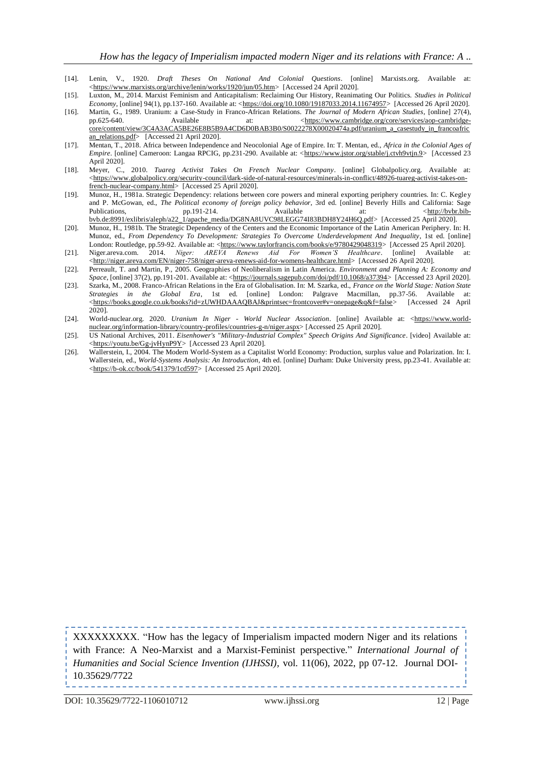[14]. Lenin, V., 1920. *Draft Theses On National And Colonial Questions*. [online] Marxists.org. Available at: <https://www.marxists.org/archive/lenin/works/1920/jun/05.htm> [Accessed 24 April 2020].

[15]. Luxton, M., 2014. Marxist Feminism and Anticapitalism: Reclaiming Our History, Reanimating Our Politics. *Studies in Political Economy*, [online] 94(1), pp.137-160. Available at: <https://doi.org/10.1080/19187033.2014.11674957> [Accessed 26 April 2020].

[16]. Martin, G., 1989. Uranium: a Case-Study in Franco-African Relations. *The Journal of Modern African Studies*, [online] 27(4), pp.625-640. Available at: <https://www.cambridge.org/core/services/aop-cambridge-core/content/view/3C4A3ACA5BE26E8B5B9A4CD6D0BAB3B0/S0022278X00020474a.pdf/uranium_a_casestudy_in_francoafrican_relations.pdf> [Accessed 21 April 2020].

[17]. Mentan, T., 2018. Africa between Independence and Neocolonial Age of Empire. In: T. Mentan, ed., *Africa in the Colonial Ages of Empire*. [online] Cameroon: Langaa RPCIG, pp.231-290. Available at: <https://www.jstor.org/stable/j.ctvh9vtjn.9> [Accessed 23 April 2020].

[18]. Meyer, C., 2010. *Tuareg Activist Takes On French Nuclear Company*. [online] Globalpolicy.org. Available at: <https://www.globalpolicy.org/security-council/dark-side-of-natural-resources/minerals-in-conflict/48926-tuareg-activist-takes-on-french-nuclear-company.html> [Accessed 25 April 2020].

[19]. Munoz, H., 1981a. Strategic Dependency: relations between core powers and mineral exporting periphery countries. In: C. Kegley and P. McGowan, ed., *The Political economy of foreign policy behavior*, 3rd ed. [online] Beverly Hills and California: Sage Publications, pp.191-214. Available at: <http://bvbr.bib-bvb.de:8991/exlibris/aleph/a22_1/apache_media/DG8NA8UVC98LEGG74I83BDH8Y24H6Q.pdf> [Accessed 25 April 2020].

[20]. Munoz, H., 1981b. The Strategic Dependency of the Centers and the Economic Importance of the Latin American Periphery. In: H. Munoz, ed., *From Dependency To Development: Strategies To Overcome Underdevelopment And Inequality*, 1st ed. [online] London: Routledge, pp.59-92. Available at: <https://www.taylorfrancis.com/books/e/9780429048319> [Accessed 25 April 2020].

[21]. Niger.areva.com. 2014. *Niger: AREVA Renews Aid For Women'S Healthcare*. [online] Available at: <http://niger.areva.com/EN/niger-758/niger-areva-renews-aid-for-womens-healthcare.html> [Accessed 26 April 2020].

[22]. Perreault, T. and Martin, P., 2005. Geographies of Neoliberalism in Latin America. *Environment and Planning A: Economy and Space*, [online] 37(2), pp.191-201. Available at: <https://journals.sagepub.com/doi/pdf/10.1068/a37394> [Accessed 23 April 2020].

[23]. Szarka, M., 2008. Franco-African Relations in the Era of Globalisation. In: M. Szarka, ed., *France on the World Stage: Nation State Strategies in the Global Era*, 1st ed. [online] London: Palgrave Macmillan, pp.37-56. Available at: <https://books.google.co.uk/books?id=zUWHDAAAQBAJ&printsec=frontcover#v=onepage&q&f=false> [Accessed 24 April 2020].

[24]. World-nuclear.org. 2020. *Uranium In Niger - World Nuclear Association*. [online] Available at: <https://www.world-nuclear.org/information-library/country-profiles/countries-g-n/niger.aspx> [Accessed 25 April 2020].

[25]. US National Archives, 2011. *Eisenhower's "Military-Industrial Complex" Speech Origins And Significance*. [video] Available at: <https://youtu.be/Gg-jvHynP9Y> [Accessed 23 April 2020].

[26]. Wallerstein, I., 2004. The Modern World-System as a Capitalist World Economy: Production, surplus value and Polarization. In: I. Wallerstein, ed., *World-Systems Analysis: An Introduction*, 4th ed. [online] Durham: Duke University press, pp.23-41. Available at: <https://b-ok.cc/book/541379/1cd597> [Accessed 25 April 2020].

XXXXXXXXX. "How has the legacy of Imperialism impacted modern Niger and its relations with France: A Neo-Marxist and a Marxist-Feminist perspective." *International Journal of Humanities and Social Science Invention (IJHSSI)*, vol. 11(06), 2022, pp 07-12. Journal DOI-10.35629/7722